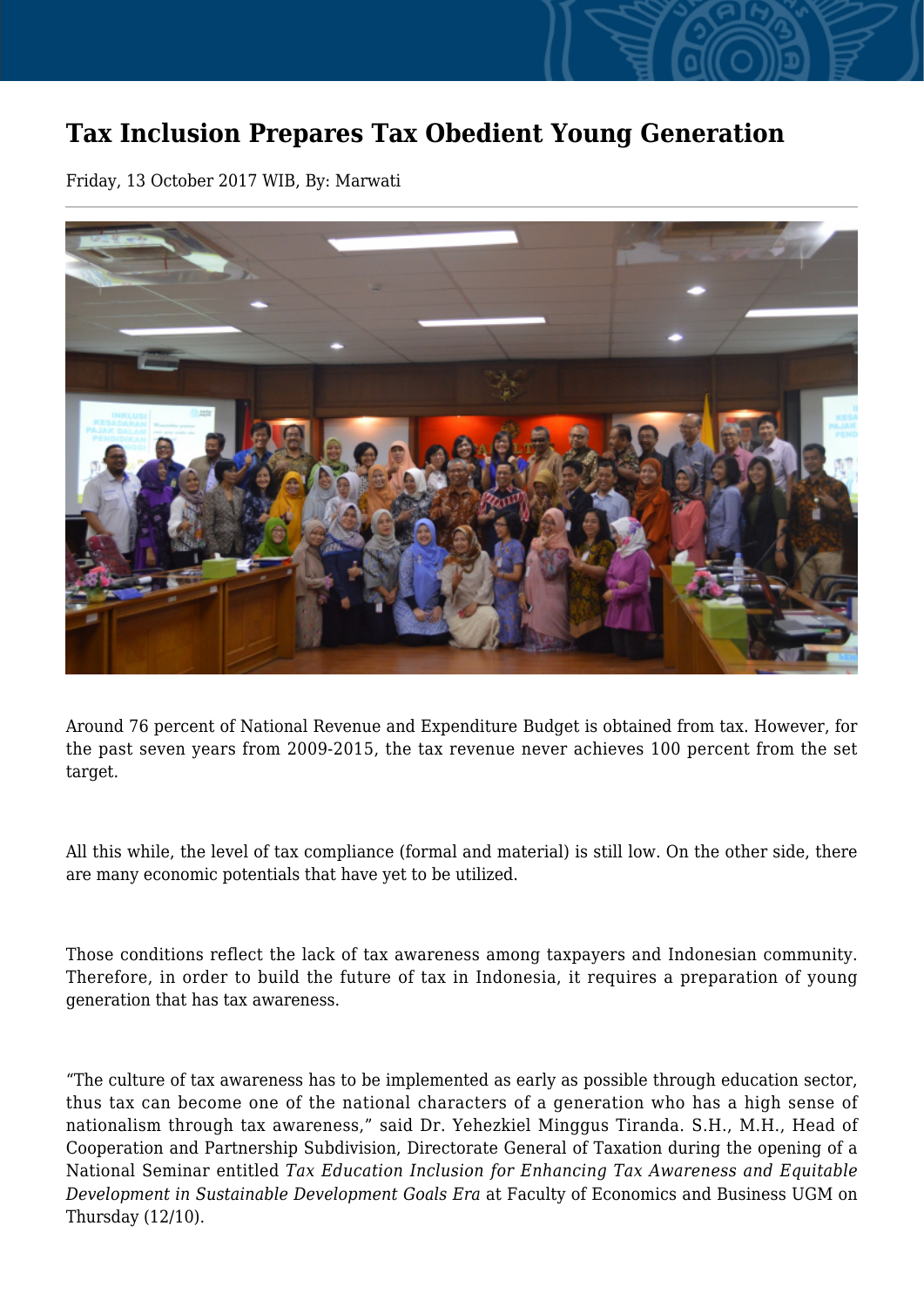# Tax Inclusion Prepares Tax Obedient Young Generation

Friday, 13 October 2017 WIB, By: Marwati

Around 76 percent of National Revenue and Expenditure Budget is obtained from tax. However, for the past seven years from 2009-2015, the tax revenue never achieves 100 percent from the set target.

All this while, the level of tax compliance (formal and material) is still low. On the other side, there are many economic potentials that have yet to be utilized.

Those conditions reflect the lack of tax awareness among taxpayers and Indonesian community. Therefore, in order to build the future of tax in Indonesia, it requires a preparation of young generation that has tax awareness.

"The culture of tax awareness has to be implemented as early as possible through education sector, thus tax can become one of the national characters of a generation who has a high sense of nationalism through tax awareness," said Dr. Yehezkiel Minggus Tiranda. S.H., M.H., Head of Cooperation and Partnership Subdivision, Directorate General of Taxation during the opening of a National Seminar entitled *Tax Education Inclusion for Enhancing Tax Awareness and Equitable Development in Sustainable Development Goals Era* at Faculty of Economics and Business UGM on Thursday (12/10).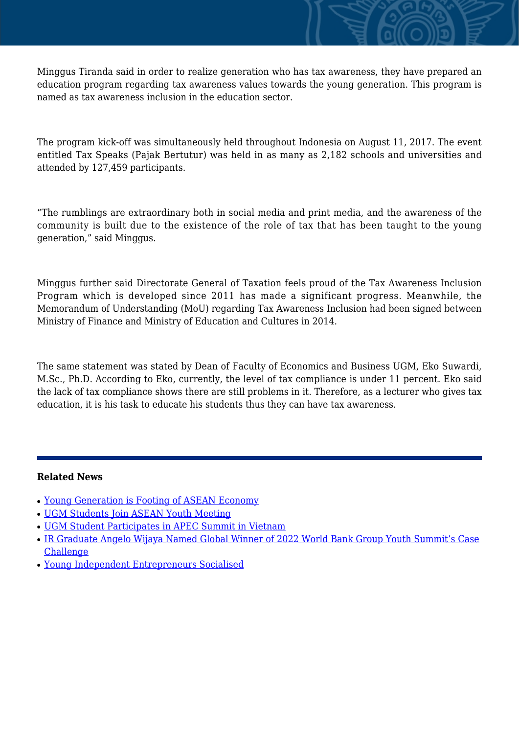Minggus Tiranda said in order to realize generation who has tax awareness, they have prepared an education program regarding tax awareness values towards the young generation. This program is named as tax awareness inclusion in the education sector.

The program kick-off was simultaneously held throughout Indonesia on August 11, 2017. The event entitled Tax Speaks (Pajak Bertutur) was held in as many as 2,182 schools and universities and attended by 127,459 participants.

“The rumblings are extraordinary both in social media and print media, and the awareness of the community is built due to the existence of the role of tax that has been taught to the young generation,” said Minggus.

Minggus further said Directorate General of Taxation feels proud of the Tax Awareness Inclusion Program which is developed since 2011 has made a significant progress. Meanwhile, the Memorandum of Understanding (MoU) regarding Tax Awareness Inclusion had been signed between Ministry of Finance and Ministry of Education and Cultures in 2014.

The same statement was stated by Dean of Faculty of Economics and Business UGM, Eko Suwardi, M.Sc., Ph.D. According to Eko, currently, the level of tax compliance is under 11 percent. Eko said the lack of tax compliance shows there are still problems in it. Therefore, as a lecturer who gives tax education, it is his task to educate his students thus they can have tax awareness.

---

**Related News**

- Young Generation is Footing of ASEAN Economy
- UGM Students Join ASEAN Youth Meeting
- UGM Student Participates in APEC Summit in Vietnam
- IR Graduate Angelo Wijaya Named Global Winner of 2022 World Bank Group Youth Summit’s Case Challenge
- Young Independent Entrepreneurs Socialised